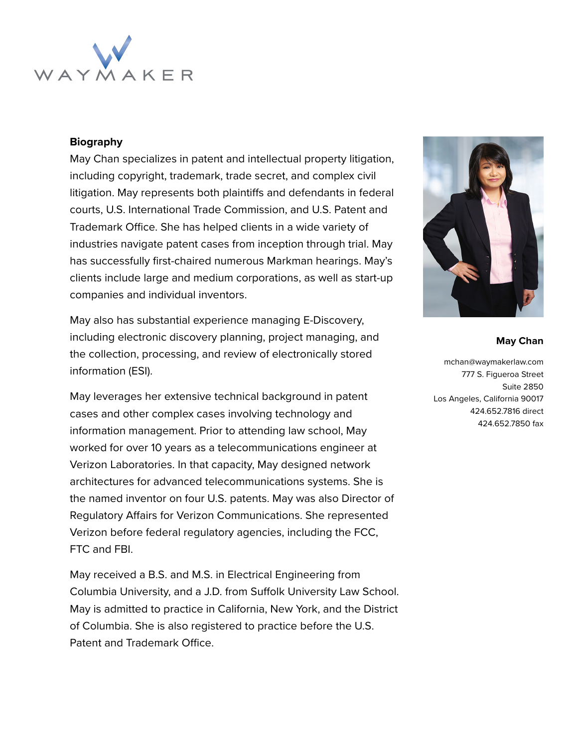WAYMAKER

## Biography

May Chan specializes in patent and intellectual property litigation, including copyright, trademark, trade secret, and complex civil litigation. May represents both plaintiffs and defendants in federal courts, U.S. International Trade Commission, and U.S. Patent and Trademark Office. She has helped clients in a wide variety of industries navigate patent cases from inception through trial. May has successfully first-chaired numerous Markman hearings. May's clients include large and medium corporations, as well as start-up companies and individual inventors.

May also has substantial experience managing E-Discovery, including electronic discovery planning, project managing, and the collection, processing, and review of electronically stored information (ESI).

May leverages her extensive technical background in patent cases and other complex cases involving technology and information management. Prior to attending law school, May worked for over 10 years as a telecommunications engineer at Verizon Laboratories. In that capacity, May designed network architectures for advanced telecommunications systems. She is the named inventor on four U.S. patents. May was also Director of Regulatory Affairs for Verizon Communications. She represented Verizon before federal regulatory agencies, including the FCC, FTC and FBI.

May received a B.S. and M.S. in Electrical Engineering from Columbia University, and a J.D. from Suffolk University Law School. May is admitted to practice in California, New York, and the District of Columbia. She is also registered to practice before the U.S. Patent and Trademark Office.

**May Chan**

mchan@waymakerlaw.com
777 S. Figueroa Street
Suite 2850
Los Angeles, California 90017
424.652.7816 direct
424.652.7850 fax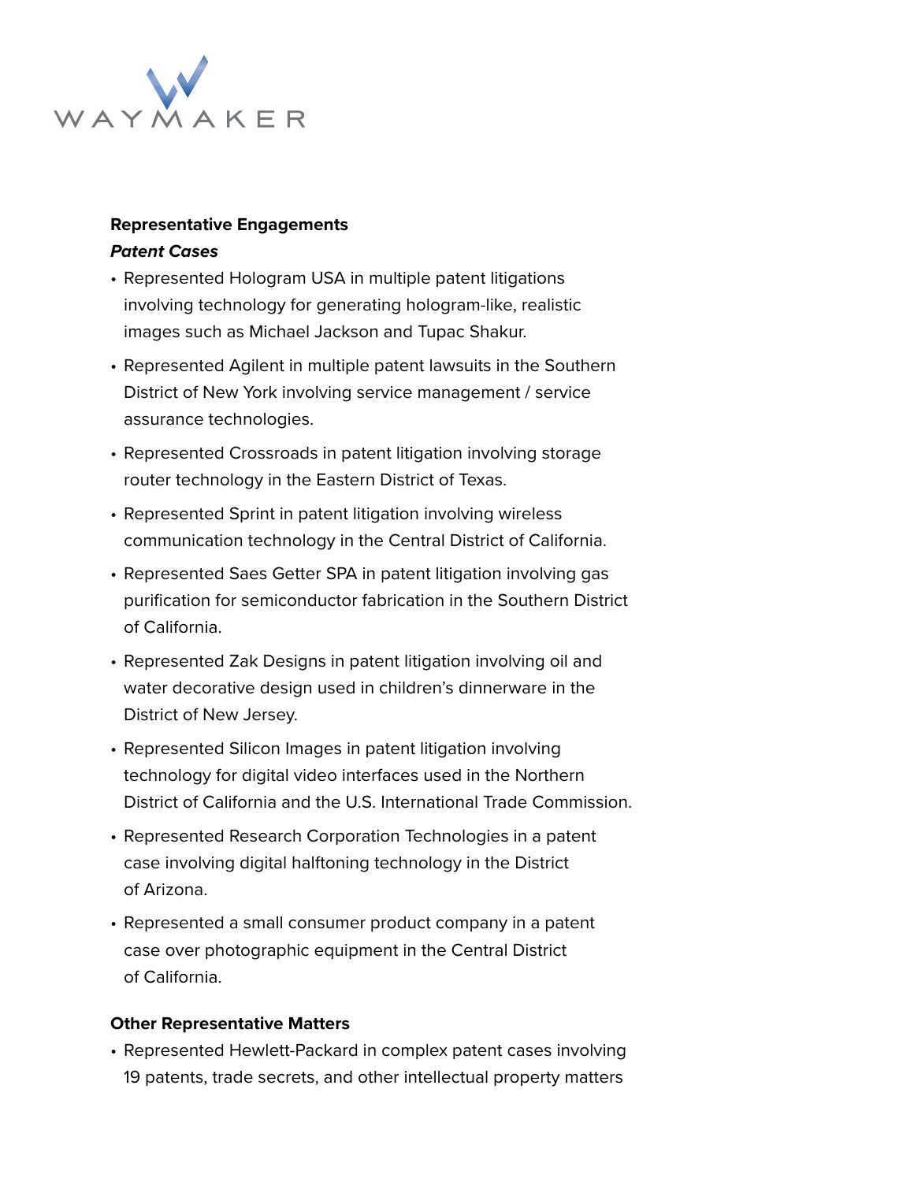**Representative Engagements**

***Patent Cases***

- Represented Hologram USA in multiple patent litigations involving technology for generating hologram-like, realistic images such as Michael Jackson and Tupac Shakur.
- Represented Agilent in multiple patent lawsuits in the Southern District of New York involving service management / service assurance technologies.
- Represented Crossroads in patent litigation involving storage router technology in the Eastern District of Texas.
- Represented Sprint in patent litigation involving wireless communication technology in the Central District of California.
- Represented Saes Getter SPA in patent litigation involving gas purification for semiconductor fabrication in the Southern District of California.
- Represented Zak Designs in patent litigation involving oil and water decorative design used in children's dinnerware in the District of New Jersey.
- Represented Silicon Images in patent litigation involving technology for digital video interfaces used in the Northern District of California and the U.S. International Trade Commission.
- Represented Research Corporation Technologies in a patent case involving digital halftoning technology in the District of Arizona.
- Represented a small consumer product company in a patent case over photographic equipment in the Central District of California.

**Other Representative Matters**

- Represented Hewlett-Packard in complex patent cases involving 19 patents, trade secrets, and other intellectual property matters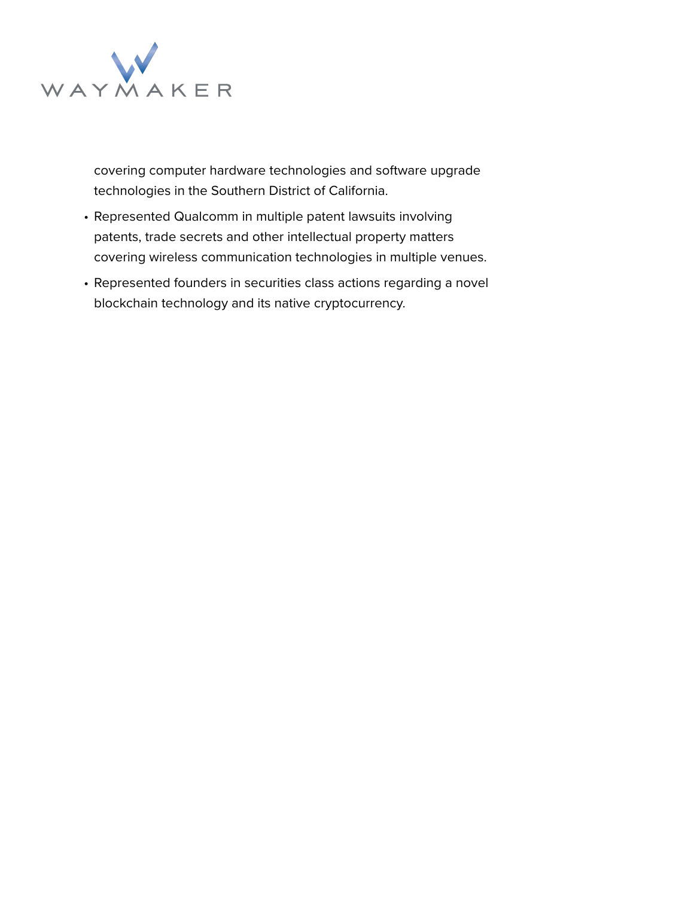covering computer hardware technologies and software upgrade technologies in the Southern District of California.

- Represented Qualcomm in multiple patent lawsuits involving patents, trade secrets and other intellectual property matters covering wireless communication technologies in multiple venues.
- Represented founders in securities class actions regarding a novel blockchain technology and its native cryptocurrency.